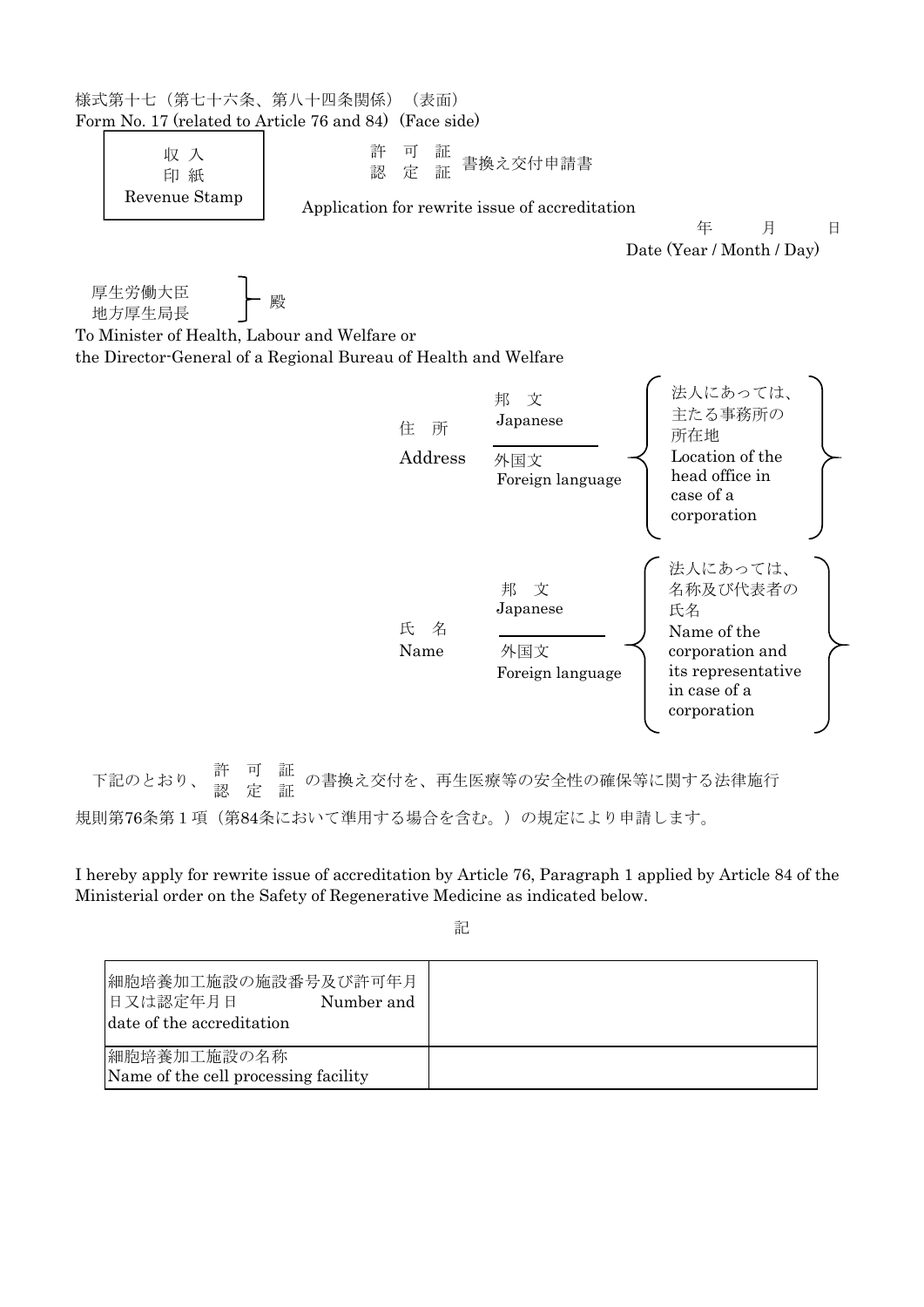様式第十七（第七十六条、第八十四条関係）（表面）
Form No. 17 (related to Article 76 and 84) (Face side)

| 収入印紙 Revenue Stamp |
|---|

# 許可証／認定証 書換え交付申請書

Application for rewrite issue of accreditation

年　月　日
Date (Year / Month / Day)

厚生労働大臣／地方厚生局長 殿
To Minister of Health, Labour and Welfare or
the Director-General of a Regional Bureau of Health and Welfare

住　所 Address
- 邦　文 Japanese
- 外国文 Foreign language

（法人にあっては、主たる事務所の所在地 Location of the head office in case of a corporation）

氏　名 Name
- 邦　文 Japanese
- 外国文 Foreign language

（法人にあっては、名称及び代表者の氏名 Name of the corporation and its representative in case of a corporation）

下記のとおり、許可証／認定証の書換え交付を、再生医療等の安全性の確保等に関する法律施行規則第76条第１項（第84条において準用する場合を含む。）の規定により申請します。

I hereby apply for rewrite issue of accreditation by Article 76, Paragraph 1 applied by Article 84 of the Ministerial order on the Safety of Regenerative Medicine as indicated below.

記

| 細胞培養加工施設の施設番号及び許可年月日又は認定年月日 Number and date of the accreditation | |
|---|---|
| 細胞培養加工施設の名称 Name of the cell processing facility | |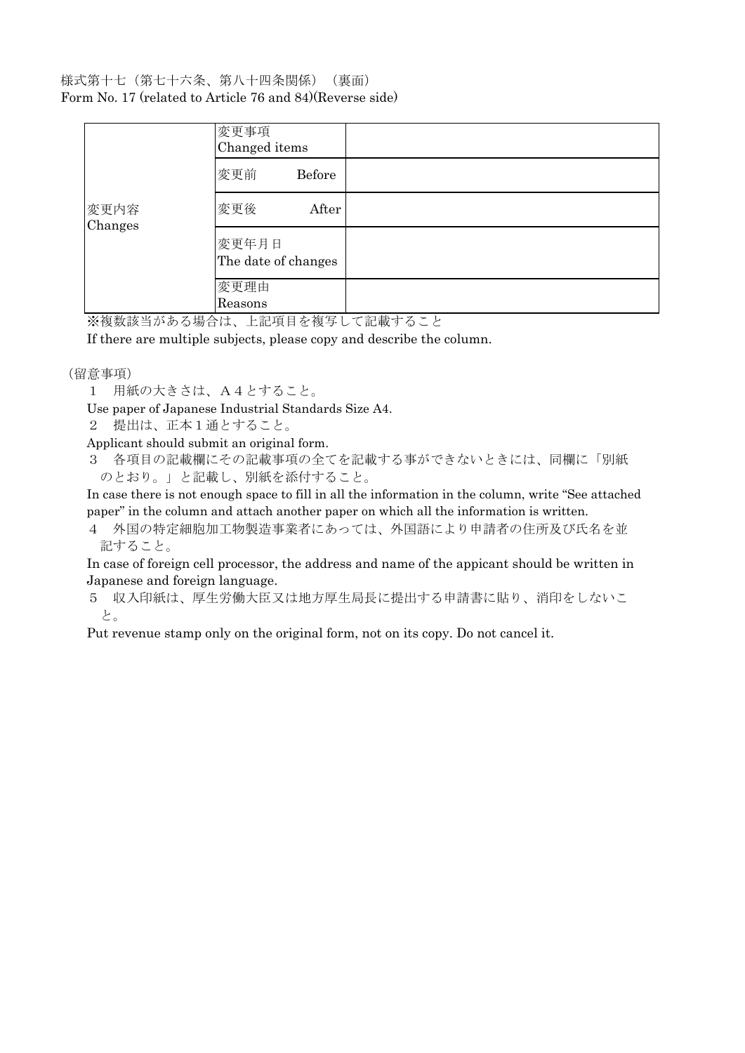様式第十七（第七十六条、第八十四条関係）（裏面）
Form No. 17 (related to Article 76 and 84)(Reverse side)

| | | |
|---|---|---|
| 変更内容<br>Changes | 変更事項<br>Changed items | |
| | 変更前　　Before | |
| | 変更後　　After | |
| | 変更年月日<br>The date of changes | |
| | 変更理由<br>Reasons | |

※複数該当がある場合は、上記項目を複写して記載すること
If there are multiple subjects, please copy and describe the column.

（留意事項）

1　用紙の大きさは、Ａ４とすること。
Use paper of Japanese Industrial Standards Size A4.

2　提出は、正本１通とすること。
Applicant should submit an original form.

3　各項目の記載欄にその記載事項の全てを記載する事ができないときには、同欄に「別紙のとおり。」と記載し、別紙を添付すること。
In case there is not enough space to fill in all the information in the column, write "See attached paper" in the column and attach another paper on which all the information is written.

4　外国の特定細胞加工物製造事業者にあっては、外国語により申請者の住所及び氏名を並記すること。
In case of foreign cell processor, the address and name of the appicant should be written in Japanese and foreign language.

5　収入印紙は、厚生労働大臣又は地方厚生局長に提出する申請書に貼り、消印をしないこと。
Put revenue stamp only on the original form, not on its copy. Do not cancel it.